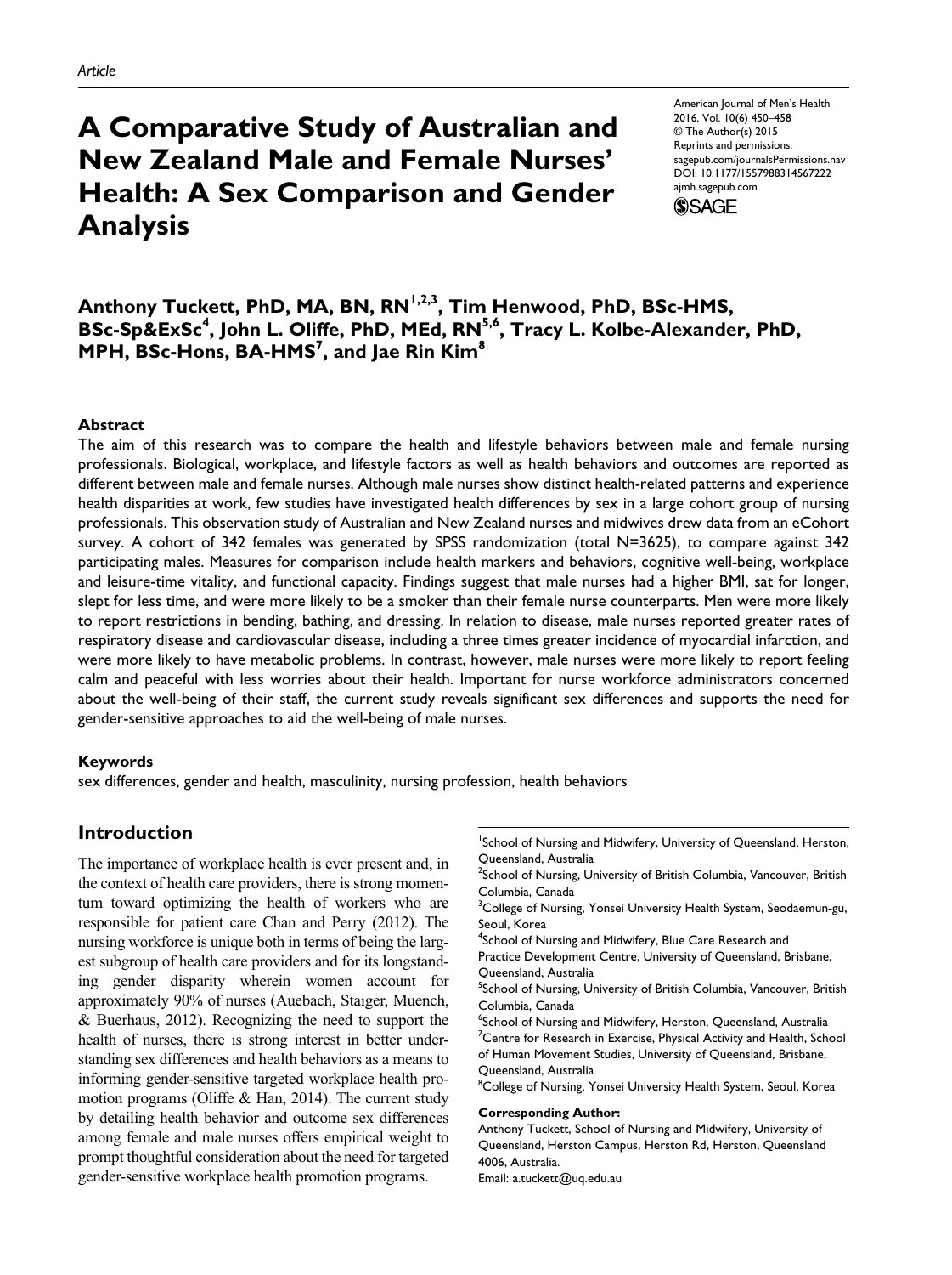Article

# A Comparative Study of Australian and New Zealand Male and Female Nurses' Health: A Sex Comparison and Gender Analysis

American Journal of Men's Health
2016, Vol. 10(6) 450–458
© The Author(s) 2015
Reprints and permissions:
sagepub.com/journalsPermissions.nav
DOI: 10.1177/1557988314567222
ajmh.sagepub.com

**Anthony Tuckett, PhD, MA, BN, RN[1,2,3], Tim Henwood, PhD, BSc-HMS, BSc-Sp&ExSc[4], John L. Oliffe, PhD, MEd, RN[5,6], Tracy L. Kolbe-Alexander, PhD, MPH, BSc-Hons, BA-HMS[7], and Jae Rin Kim[8]**

## Abstract

The aim of this research was to compare the health and lifestyle behaviors between male and female nursing professionals. Biological, workplace, and lifestyle factors as well as health behaviors and outcomes are reported as different between male and female nurses. Although male nurses show distinct health-related patterns and experience health disparities at work, few studies have investigated health differences by sex in a large cohort group of nursing professionals. This observation study of Australian and New Zealand nurses and midwives drew data from an eCohort survey. A cohort of 342 females was generated by SPSS randomization (total N=3625), to compare against 342 participating males. Measures for comparison include health markers and behaviors, cognitive well-being, workplace and leisure-time vitality, and functional capacity. Findings suggest that male nurses had a higher BMI, sat for longer, slept for less time, and were more likely to be a smoker than their female nurse counterparts. Men were more likely to report restrictions in bending, bathing, and dressing. In relation to disease, male nurses reported greater rates of respiratory disease and cardiovascular disease, including a three times greater incidence of myocardial infarction, and were more likely to have metabolic problems. In contrast, however, male nurses were more likely to report feeling calm and peaceful with less worries about their health. Important for nurse workforce administrators concerned about the well-being of their staff, the current study reveals significant sex differences and supports the need for gender-sensitive approaches to aid the well-being of male nurses.

### Keywords

sex differences, gender and health, masculinity, nursing profession, health behaviors

## Introduction

The importance of workplace health is ever present and, in the context of health care providers, there is strong momentum toward optimizing the health of workers who are responsible for patient care Chan and Perry (2012). The nursing workforce is unique both in terms of being the largest subgroup of health care providers and for its longstanding gender disparity wherein women account for approximately 90% of nurses (Auebach, Staiger, Muench, & Buerhaus, 2012). Recognizing the need to support the health of nurses, there is strong interest in better understanding sex differences and health behaviors as a means to informing gender-sensitive targeted workplace health promotion programs (Oliffe & Han, 2014). The current study by detailing health behavior and outcome sex differences among female and male nurses offers empirical weight to prompt thoughtful consideration about the need for targeted gender-sensitive workplace health promotion programs.

[1]School of Nursing and Midwifery, University of Queensland, Herston, Queensland, Australia
[2]School of Nursing, University of British Columbia, Vancouver, British Columbia, Canada
[3]College of Nursing, Yonsei University Health System, Seodaemun-gu, Seoul, Korea
[4]School of Nursing and Midwifery, Blue Care Research and Practice Development Centre, University of Queensland, Brisbane, Queensland, Australia
[5]School of Nursing, University of British Columbia, Vancouver, British Columbia, Canada
[6]School of Nursing and Midwifery, Herston, Queensland, Australia
[7]Centre for Research in Exercise, Physical Activity and Health, School of Human Movement Studies, University of Queensland, Brisbane, Queensland, Australia
[8]College of Nursing, Yonsei University Health System, Seoul, Korea

**Corresponding Author:**
Anthony Tuckett, School of Nursing and Midwifery, University of Queensland, Herston Campus, Herston Rd, Herston, Queensland 4006, Australia.
Email: a.tuckett@uq.edu.au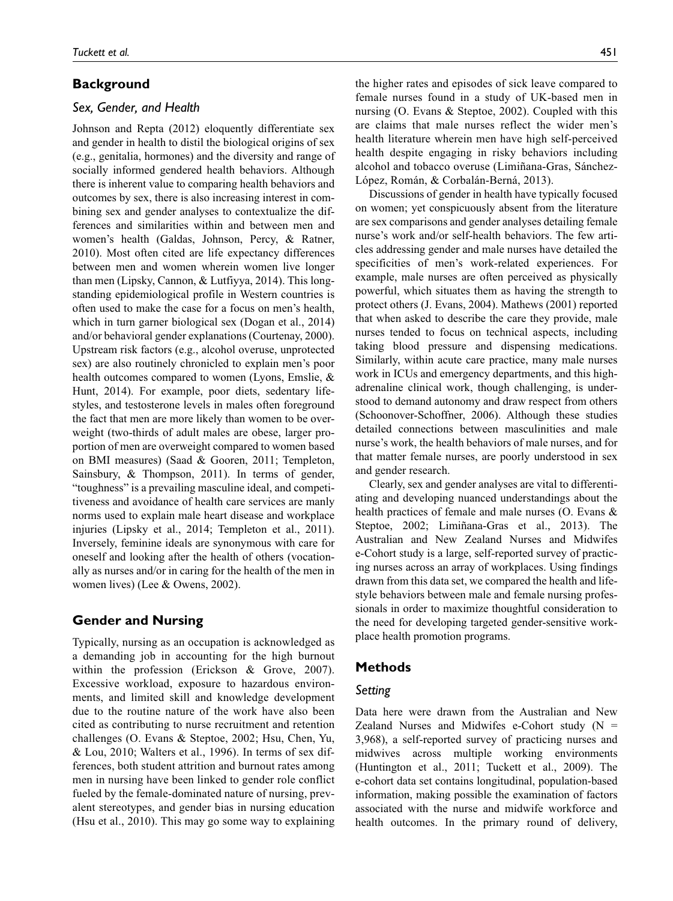## Background

### Sex, Gender, and Health

Johnson and Repta (2012) eloquently differentiate sex and gender in health to distil the biological origins of sex (e.g., genitalia, hormones) and the diversity and range of socially informed gendered health behaviors. Although there is inherent value to comparing health behaviors and outcomes by sex, there is also increasing interest in combining sex and gender analyses to contextualize the differences and similarities within and between men and women's health (Galdas, Johnson, Percy, & Ratner, 2010). Most often cited are life expectancy differences between men and women wherein women live longer than men (Lipsky, Cannon, & Lutfiyya, 2014). This longstanding epidemiological profile in Western countries is often used to make the case for a focus on men's health, which in turn garner biological sex (Dogan et al., 2014) and/or behavioral gender explanations (Courtenay, 2000). Upstream risk factors (e.g., alcohol overuse, unprotected sex) are also routinely chronicled to explain men's poor health outcomes compared to women (Lyons, Emslie, & Hunt, 2014). For example, poor diets, sedentary lifestyles, and testosterone levels in males often foreground the fact that men are more likely than women to be overweight (two-thirds of adult males are obese, larger proportion of men are overweight compared to women based on BMI measures) (Saad & Gooren, 2011; Templeton, Sainsbury, & Thompson, 2011). In terms of gender, "toughness" is a prevailing masculine ideal, and competitiveness and avoidance of health care services are manly norms used to explain male heart disease and workplace injuries (Lipsky et al., 2014; Templeton et al., 2011). Inversely, feminine ideals are synonymous with care for oneself and looking after the health of others (vocationally as nurses and/or in caring for the health of the men in women lives) (Lee & Owens, 2002).

## Gender and Nursing

Typically, nursing as an occupation is acknowledged as a demanding job in accounting for the high burnout within the profession (Erickson & Grove, 2007). Excessive workload, exposure to hazardous environments, and limited skill and knowledge development due to the routine nature of the work have also been cited as contributing to nurse recruitment and retention challenges (O. Evans & Steptoe, 2002; Hsu, Chen, Yu, & Lou, 2010; Walters et al., 1996). In terms of sex differences, both student attrition and burnout rates among men in nursing have been linked to gender role conflict fueled by the female-dominated nature of nursing, prevalent stereotypes, and gender bias in nursing education (Hsu et al., 2010). This may go some way to explaining the higher rates and episodes of sick leave compared to female nurses found in a study of UK-based men in nursing (O. Evans & Steptoe, 2002). Coupled with this are claims that male nurses reflect the wider men's health literature wherein men have high self-perceived health despite engaging in risky behaviors including alcohol and tobacco overuse (Limiñana-Gras, Sánchez-López, Román, & Corbalán-Berná, 2013).

Discussions of gender in health have typically focused on women; yet conspicuously absent from the literature are sex comparisons and gender analyses detailing female nurse's work and/or self-health behaviors. The few articles addressing gender and male nurses have detailed the specificities of men's work-related experiences. For example, male nurses are often perceived as physically powerful, which situates them as having the strength to protect others (J. Evans, 2004). Mathews (2001) reported that when asked to describe the care they provide, male nurses tended to focus on technical aspects, including taking blood pressure and dispensing medications. Similarly, within acute care practice, many male nurses work in ICUs and emergency departments, and this high-adrenaline clinical work, though challenging, is understood to demand autonomy and draw respect from others (Schoonover-Schoffner, 2006). Although these studies detailed connections between masculinities and male nurse's work, the health behaviors of male nurses, and for that matter female nurses, are poorly understood in sex and gender research.

Clearly, sex and gender analyses are vital to differentiating and developing nuanced understandings about the health practices of female and male nurses (O. Evans & Steptoe, 2002; Limiñana-Gras et al., 2013). The Australian and New Zealand Nurses and Midwifes e-Cohort study is a large, self-reported survey of practicing nurses across an array of workplaces. Using findings drawn from this data set, we compared the health and lifestyle behaviors between male and female nursing professionals in order to maximize thoughtful consideration to the need for developing targeted gender-sensitive workplace health promotion programs.

## Methods

### Setting

Data here were drawn from the Australian and New Zealand Nurses and Midwifes e-Cohort study (N = 3,968), a self-reported survey of practicing nurses and midwives across multiple working environments (Huntington et al., 2011; Tuckett et al., 2009). The e-cohort data set contains longitudinal, population-based information, making possible the examination of factors associated with the nurse and midwife workforce and health outcomes. In the primary round of delivery,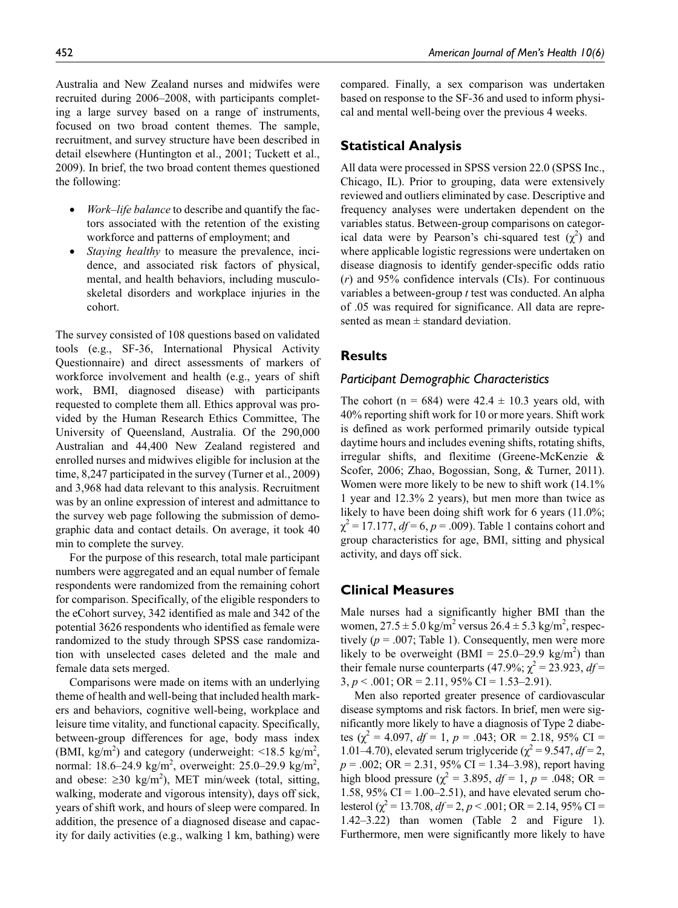Australia and New Zealand nurses and midwifes were recruited during 2006–2008, with participants completing a large survey based on a range of instruments, focused on two broad content themes. The sample, recruitment, and survey structure have been described in detail elsewhere (Huntington et al., 2001; Tuckett et al., 2009). In brief, the two broad content themes questioned the following:

- *Work–life balance* to describe and quantify the factors associated with the retention of the existing workforce and patterns of employment; and
- *Staying healthy* to measure the prevalence, incidence, and associated risk factors of physical, mental, and health behaviors, including musculoskeletal disorders and workplace injuries in the cohort.

The survey consisted of 108 questions based on validated tools (e.g., SF-36, International Physical Activity Questionnaire) and direct assessments of markers of workforce involvement and health (e.g., years of shift work, BMI, diagnosed disease) with participants requested to complete them all. Ethics approval was provided by the Human Research Ethics Committee, The University of Queensland, Australia. Of the 290,000 Australian and 44,400 New Zealand registered and enrolled nurses and midwives eligible for inclusion at the time, 8,247 participated in the survey (Turner et al., 2009) and 3,968 had data relevant to this analysis. Recruitment was by an online expression of interest and admittance to the survey web page following the submission of demographic data and contact details. On average, it took 40 min to complete the survey.

For the purpose of this research, total male participant numbers were aggregated and an equal number of female respondents were randomized from the remaining cohort for comparison. Specifically, of the eligible responders to the eCohort survey, 342 identified as male and 342 of the potential 3626 respondents who identified as female were randomized to the study through SPSS case randomization with unselected cases deleted and the male and female data sets merged.

Comparisons were made on items with an underlying theme of health and well-being that included health markers and behaviors, cognitive well-being, workplace and leisure time vitality, and functional capacity. Specifically, between-group differences for age, body mass index (BMI, kg/m$^2$) and category (underweight: <18.5 kg/m$^2$, normal: 18.6–24.9 kg/m$^2$, overweight: 25.0–29.9 kg/m$^2$, and obese: ≥30 kg/m$^2$), MET min/week (total, sitting, walking, moderate and vigorous intensity), days off sick, years of shift work, and hours of sleep were compared. In addition, the presence of a diagnosed disease and capacity for daily activities (e.g., walking 1 km, bathing) were compared. Finally, a sex comparison was undertaken based on response to the SF-36 and used to inform physical and mental well-being over the previous 4 weeks.

## Statistical Analysis

All data were processed in SPSS version 22.0 (SPSS Inc., Chicago, IL). Prior to grouping, data were extensively reviewed and outliers eliminated by case. Descriptive and frequency analyses were undertaken dependent on the variables status. Between-group comparisons on categorical data were by Pearson's chi-squared test ($\chi^2$) and where applicable logistic regressions were undertaken on disease diagnosis to identify gender-specific odds ratio ($r$) and 95% confidence intervals (CIs). For continuous variables a between-group $t$ test was conducted. An alpha of .05 was required for significance. All data are represented as mean ± standard deviation.

## Results

### Participant Demographic Characteristics

The cohort (n = 684) were 42.4 ± 10.3 years old, with 40% reporting shift work for 10 or more years. Shift work is defined as work performed primarily outside typical daytime hours and includes evening shifts, rotating shifts, irregular shifts, and flexitime (Greene-McKenzie & Scofer, 2006; Zhao, Bogossian, Song, & Turner, 2011). Women were more likely to be new to shift work (14.1% 1 year and 12.3% 2 years), but men more than twice as likely to have been doing shift work for 6 years (11.0%; $\chi^2 = 17.177$, $df = 6$, $p = .009$). Table 1 contains cohort and group characteristics for age, BMI, sitting and physical activity, and days off sick.

## Clinical Measures

Male nurses had a significantly higher BMI than the women, 27.5 ± 5.0 kg/m$^2$ versus 26.4 ± 5.3 kg/m$^2$, respectively ($p = .007$; Table 1). Consequently, men were more likely to be overweight (BMI = 25.0–29.9 kg/m$^2$) than their female nurse counterparts (47.9%; $\chi^2 = 23.923$, $df = 3$, $p < .001$; OR = 2.11, 95% CI = 1.53–2.91).

Men also reported greater presence of cardiovascular disease symptoms and risk factors. In brief, men were significantly more likely to have a diagnosis of Type 2 diabetes ($\chi^2 = 4.097$, $df = 1$, $p = .043$; OR = 2.18, 95% CI = 1.01–4.70), elevated serum triglyceride ($\chi^2 = 9.547$, $df = 2$, $p = .002$; OR = 2.31, 95% CI = 1.34–3.98), report having high blood pressure ($\chi^2 = 3.895$, $df = 1$, $p = .048$; OR = 1.58, 95% CI = 1.00–2.51), and have elevated serum cholesterol ($\chi^2 = 13.708$, $df = 2$, $p < .001$; OR = 2.14, 95% CI = 1.42–3.22) than women (Table 2 and Figure 1). Furthermore, men were significantly more likely to have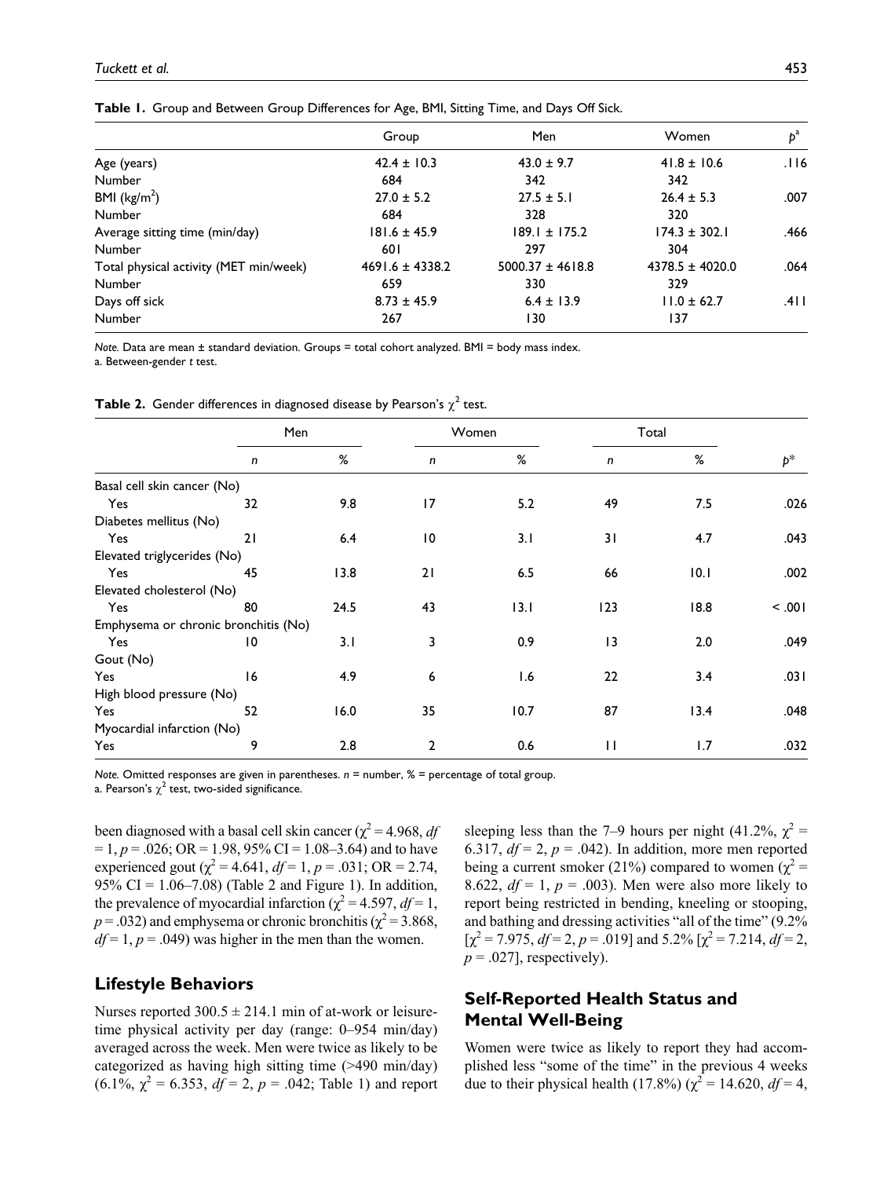**Table 1.** Group and Between Group Differences for Age, BMI, Sitting Time, and Days Off Sick.

| | Group | Men | Women | $p^a$ |
|---|---|---|---|---|
| Age (years) | 42.4 ± 10.3 | 43.0 ± 9.7 | 41.8 ± 10.6 | .116 |
| Number | 684 | 342 | 342 | |
| BMI (kg/m$^2$) | 27.0 ± 5.2 | 27.5 ± 5.1 | 26.4 ± 5.3 | .007 |
| Number | 684 | 328 | 320 | |
| Average sitting time (min/day) | 181.6 ± 45.9 | 189.1 ± 175.2 | 174.3 ± 302.1 | .466 |
| Number | 601 | 297 | 304 | |
| Total physical activity (MET min/week) | 4691.6 ± 4338.2 | 5000.37 ± 4618.8 | 4378.5 ± 4020.0 | .064 |
| Number | 659 | 330 | 329 | |
| Days off sick | 8.73 ± 45.9 | 6.4 ± 13.9 | 11.0 ± 62.7 | .411 |
| Number | 267 | 130 | 137 | |

*Note.* Data are mean ± standard deviation. Groups = total cohort analyzed. BMI = body mass index.
a. Between-gender *t* test.

**Table 2.** Gender differences in diagnosed disease by Pearson's $\chi^2$ test.

| | Men | | Women | | Total | | |
|---|---|---|---|---|---|---|---|
| | *n* | % | *n* | % | *n* | % | $p^*$ |
| Basal cell skin cancer (No) | | | | | | | |
| Yes | 32 | 9.8 | 17 | 5.2 | 49 | 7.5 | .026 |
| Diabetes mellitus (No) | | | | | | | |
| Yes | 21 | 6.4 | 10 | 3.1 | 31 | 4.7 | .043 |
| Elevated triglycerides (No) | | | | | | | |
| Yes | 45 | 13.8 | 21 | 6.5 | 66 | 10.1 | .002 |
| Elevated cholesterol (No) | | | | | | | |
| Yes | 80 | 24.5 | 43 | 13.1 | 123 | 18.8 | < .001 |
| Emphysema or chronic bronchitis (No) | | | | | | | |
| Yes | 10 | 3.1 | 3 | 0.9 | 13 | 2.0 | .049 |
| Gout (No) | | | | | | | |
| Yes | 16 | 4.9 | 6 | 1.6 | 22 | 3.4 | .031 |
| High blood pressure (No) | | | | | | | |
| Yes | 52 | 16.0 | 35 | 10.7 | 87 | 13.4 | .048 |
| Myocardial infarction (No) | | | | | | | |
| Yes | 9 | 2.8 | 2 | 0.6 | 11 | 1.7 | .032 |

*Note.* Omitted responses are given in parentheses. *n* = number, % = percentage of total group.
a. Pearson's $\chi^2$ test, two-sided significance.

been diagnosed with a basal cell skin cancer ($\chi^2 = 4.968$, $df = 1$, $p = .026$; OR = 1.98, 95% CI = 1.08–3.64) and to have experienced gout ($\chi^2 = 4.641$, $df = 1$, $p = .031$; OR = 2.74, 95% CI = 1.06–7.08) (Table 2 and Figure 1). In addition, the prevalence of myocardial infarction ($\chi^2 = 4.597$, $df = 1$, $p = .032$) and emphysema or chronic bronchitis ($\chi^2 = 3.868$, $df = 1$, $p = .049$) was higher in the men than the women.

## Lifestyle Behaviors

Nurses reported 300.5 ± 214.1 min of at-work or leisure-time physical activity per day (range: 0–954 min/day) averaged across the week. Men were twice as likely to be categorized as having high sitting time (>490 min/day) (6.1%, $\chi^2 = 6.353$, $df = 2$, $p = .042$; Table 1) and report sleeping less than the 7–9 hours per night (41.2%, $\chi^2 = 6.317$, $df = 2$, $p = .042$). In addition, more men reported being a current smoker (21%) compared to women ($\chi^2 = 8.622$, $df = 1$, $p = .003$). Men were also more likely to report being restricted in bending, kneeling or stooping, and bathing and dressing activities "all of the time" (9.2% [$\chi^2 = 7.975$, $df = 2$, $p = .019$] and 5.2% [$\chi^2 = 7.214$, $df = 2$, $p = .027$], respectively).

## Self-Reported Health Status and Mental Well-Being

Women were twice as likely to report they had accomplished less "some of the time" in the previous 4 weeks due to their physical health (17.8%) ($\chi^2 = 14.620$, $df = 4$,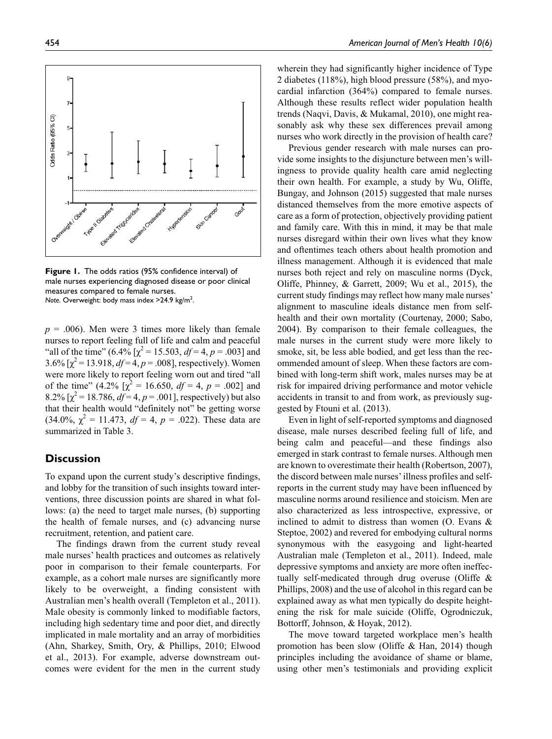Figure 1. The odds ratios (95% confidence interval) of male nurses experiencing diagnosed disease or poor clinical measures compared to female nurses.
*Note.* Overweight: body mass index >24.9 kg/m$^2$.

$p$ = .006). Men were 3 times more likely than female nurses to report feeling full of life and calm and peaceful "all of the time" (6.4% [$\chi^2$ = 15.503, $df$ = 4, $p$ = .003] and 3.6% [$\chi^2$ = 13.918, $df$ = 4, $p$ = .008], respectively). Women were more likely to report feeling worn out and tired "all of the time" (4.2% [$\chi^2$ = 16.650, $df$ = 4, $p$ = .002] and 8.2% [$\chi^2$ = 18.786, $df$ = 4, $p$ = .001], respectively) but also that their health would "definitely not" be getting worse (34.0%, $\chi^2$ = 11.473, $df$ = 4, $p$ = .022). These data are summarized in Table 3.

## Discussion

To expand upon the current study's descriptive findings, and lobby for the transition of such insights toward interventions, three discussion points are shared in what follows: (a) the need to target male nurses, (b) supporting the health of female nurses, and (c) advancing nurse recruitment, retention, and patient care.

The findings drawn from the current study reveal male nurses' health practices and outcomes as relatively poor in comparison to their female counterparts. For example, as a cohort male nurses are significantly more likely to be overweight, a finding consistent with Australian men's health overall (Templeton et al., 2011). Male obesity is commonly linked to modifiable factors, including high sedentary time and poor diet, and directly implicated in male mortality and an array of morbidities (Ahn, Sharkey, Smith, Ory, & Phillips, 2010; Elwood et al., 2013). For example, adverse downstream outcomes were evident for the men in the current study wherein they had significantly higher incidence of Type 2 diabetes (118%), high blood pressure (58%), and myocardial infarction (364%) compared to female nurses. Although these results reflect wider population health trends (Naqvi, Davis, & Mukamal, 2010), one might reasonably ask why these sex differences prevail among nurses who work directly in the provision of health care?

Previous gender research with male nurses can provide some insights to the disjuncture between men's willingness to provide quality health care amid neglecting their own health. For example, a study by Wu, Oliffe, Bungay, and Johnson (2015) suggested that male nurses distanced themselves from the more emotive aspects of care as a form of protection, objectively providing patient and family care. With this in mind, it may be that male nurses disregard within their own lives what they know and oftentimes teach others about health promotion and illness management. Although it is evidenced that male nurses both reject and rely on masculine norms (Dyck, Oliffe, Phinney, & Garrett, 2009; Wu et al., 2015), the current study findings may reflect how many male nurses' alignment to masculine ideals distance men from self-health and their own mortality (Courtenay, 2000; Sabo, 2004). By comparison to their female colleagues, the male nurses in the current study were more likely to smoke, sit, be less able bodied, and get less than the recommended amount of sleep. When these factors are combined with long-term shift work, males nurses may be at risk for impaired driving performance and motor vehicle accidents in transit to and from work, as previously suggested by Ftouni et al. (2013).

Even in light of self-reported symptoms and diagnosed disease, male nurses described feeling full of life, and being calm and peaceful—and these findings also emerged in stark contrast to female nurses. Although men are known to overestimate their health (Robertson, 2007), the discord between male nurses' illness profiles and self-reports in the current study may have been influenced by masculine norms around resilience and stoicism. Men are also characterized as less introspective, expressive, or inclined to admit to distress than women (O. Evans & Steptoe, 2002) and revered for embodying cultural norms synonymous with the easygoing and light-hearted Australian male (Templeton et al., 2011). Indeed, male depressive symptoms and anxiety are more often ineffectually self-medicated through drug overuse (Oliffe & Phillips, 2008) and the use of alcohol in this regard can be explained away as what men typically do despite heightening the risk for male suicide (Oliffe, Ogrodniczuk, Bottorff, Johnson, & Hoyak, 2012).

The move toward targeted workplace men's health promotion has been slow (Oliffe & Han, 2014) though principles including the avoidance of shame or blame, using other men's testimonials and providing explicit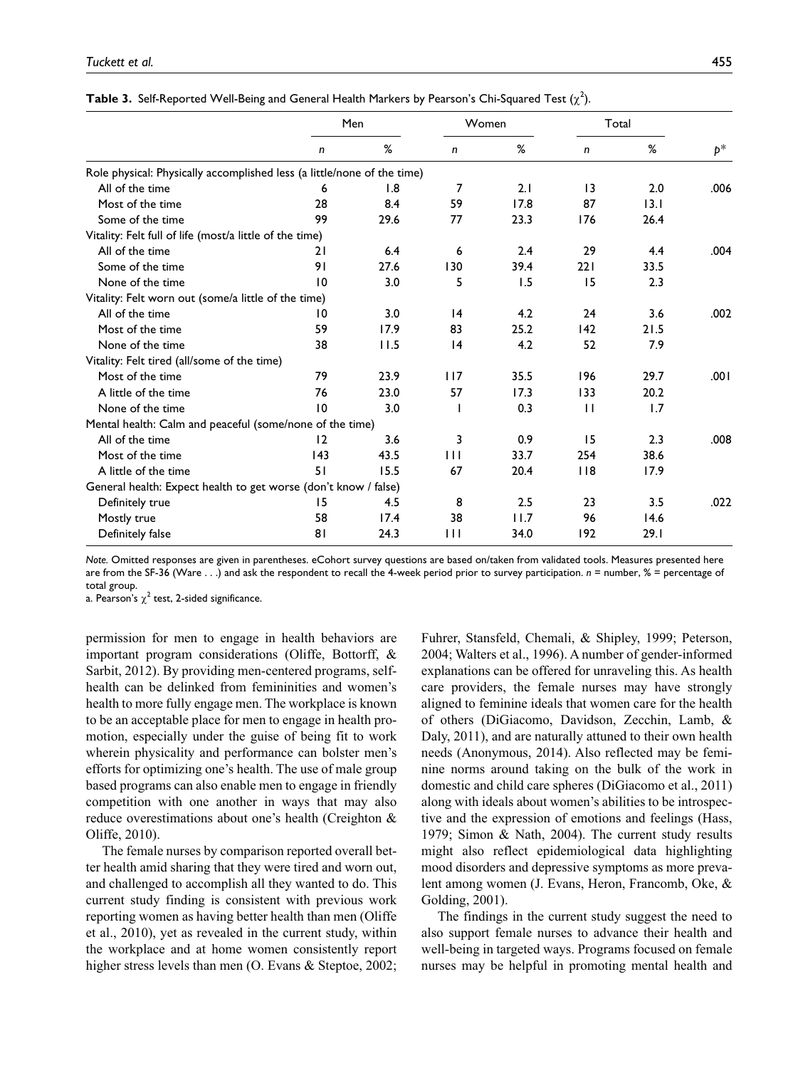**Table 3.** Self-Reported Well-Being and General Health Markers by Pearson's Chi-Squared Test ($\chi^2$).

| | Men | | Women | | Total | | |
|---|---|---|---|---|---|---|---|
| | *n* | % | *n* | % | *n* | % | *p*\* |
| Role physical: Physically accomplished less (a little/none of the time) | | | | | | | |
| All of the time | 6 | 1.8 | 7 | 2.1 | 13 | 2.0 | .006 |
| Most of the time | 28 | 8.4 | 59 | 17.8 | 87 | 13.1 | |
| Some of the time | 99 | 29.6 | 77 | 23.3 | 176 | 26.4 | |
| Vitality: Felt full of life (most/a little of the time) | | | | | | | |
| All of the time | 21 | 6.4 | 6 | 2.4 | 29 | 4.4 | .004 |
| Some of the time | 91 | 27.6 | 130 | 39.4 | 221 | 33.5 | |
| None of the time | 10 | 3.0 | 5 | 1.5 | 15 | 2.3 | |
| Vitality: Felt worn out (some/a little of the time) | | | | | | | |
| All of the time | 10 | 3.0 | 14 | 4.2 | 24 | 3.6 | .002 |
| Most of the time | 59 | 17.9 | 83 | 25.2 | 142 | 21.5 | |
| None of the time | 38 | 11.5 | 14 | 4.2 | 52 | 7.9 | |
| Vitality: Felt tired (all/some of the time) | | | | | | | |
| Most of the time | 79 | 23.9 | 117 | 35.5 | 196 | 29.7 | .001 |
| A little of the time | 76 | 23.0 | 57 | 17.3 | 133 | 20.2 | |
| None of the time | 10 | 3.0 | 1 | 0.3 | 11 | 1.7 | |
| Mental health: Calm and peaceful (some/none of the time) | | | | | | | |
| All of the time | 12 | 3.6 | 3 | 0.9 | 15 | 2.3 | .008 |
| Most of the time | 143 | 43.5 | 111 | 33.7 | 254 | 38.6 | |
| A little of the time | 51 | 15.5 | 67 | 20.4 | 118 | 17.9 | |
| General health: Expect health to get worse (don't know / false) | | | | | | | |
| Definitely true | 15 | 4.5 | 8 | 2.5 | 23 | 3.5 | .022 |
| Mostly true | 58 | 17.4 | 38 | 11.7 | 96 | 14.6 | |
| Definitely false | 81 | 24.3 | 111 | 34.0 | 192 | 29.1 | |

*Note.* Omitted responses are given in parentheses. eCohort survey questions are based on/taken from validated tools. Measures presented here are from the SF-36 (Ware . . .) and ask the respondent to recall the 4-week period prior to survey participation. *n* = number, % = percentage of total group.

a. Pearson's $\chi^2$ test, 2-sided significance.

permission for men to engage in health behaviors are important program considerations (Oliffe, Bottorff, & Sarbit, 2012). By providing men-centered programs, self-health can be delinked from femininities and women's health to more fully engage men. The workplace is known to be an acceptable place for men to engage in health promotion, especially under the guise of being fit to work wherein physicality and performance can bolster men's efforts for optimizing one's health. The use of male group based programs can also enable men to engage in friendly competition with one another in ways that may also reduce overestimations about one's health (Creighton & Oliffe, 2010).

The female nurses by comparison reported overall better health amid sharing that they were tired and worn out, and challenged to accomplish all they wanted to do. This current study finding is consistent with previous work reporting women as having better health than men (Oliffe et al., 2010), yet as revealed in the current study, within the workplace and at home women consistently report higher stress levels than men (O. Evans & Steptoe, 2002; Fuhrer, Stansfeld, Chemali, & Shipley, 1999; Peterson, 2004; Walters et al., 1996). A number of gender-informed explanations can be offered for unraveling this. As health care providers, the female nurses may have strongly aligned to feminine ideals that women care for the health of others (DiGiacomo, Davidson, Zecchin, Lamb, & Daly, 2011), and are naturally attuned to their own health needs (Anonymous, 2014). Also reflected may be feminine norms around taking on the bulk of the work in domestic and child care spheres (DiGiacomo et al., 2011) along with ideals about women's abilities to be introspective and the expression of emotions and feelings (Hass, 1979; Simon & Nath, 2004). The current study results might also reflect epidemiological data highlighting mood disorders and depressive symptoms as more prevalent among women (J. Evans, Heron, Francomb, Oke, & Golding, 2001).

The findings in the current study suggest the need to also support female nurses to advance their health and well-being in targeted ways. Programs focused on female nurses may be helpful in promoting mental health and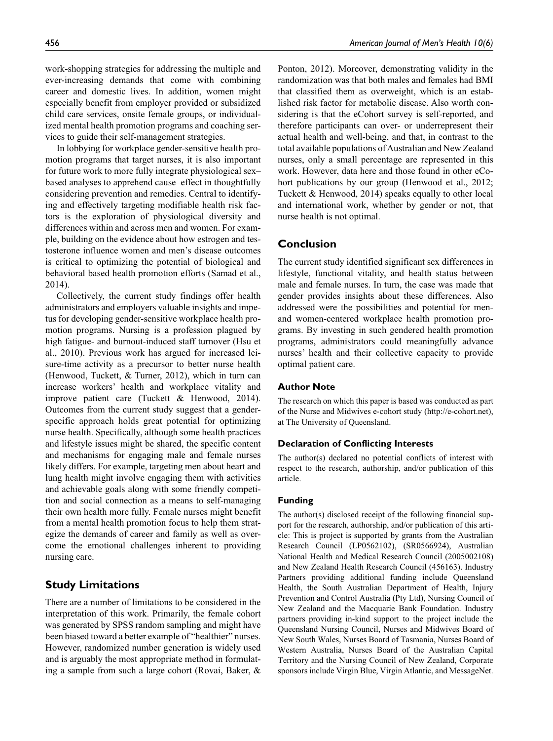work-shopping strategies for addressing the multiple and ever-increasing demands that come with combining career and domestic lives. In addition, women might especially benefit from employer provided or subsidized child care services, onsite female groups, or individualized mental health promotion programs and coaching services to guide their self-management strategies.

In lobbying for workplace gender-sensitive health promotion programs that target nurses, it is also important for future work to more fully integrate physiological sex–based analyses to apprehend cause–effect in thoughtfully considering prevention and remedies. Central to identifying and effectively targeting modifiable health risk factors is the exploration of physiological diversity and differences within and across men and women. For example, building on the evidence about how estrogen and testosterone influence women and men's disease outcomes is critical to optimizing the potential of biological and behavioral based health promotion efforts (Samad et al., 2014).

Collectively, the current study findings offer health administrators and employers valuable insights and impetus for developing gender-sensitive workplace health promotion programs. Nursing is a profession plagued by high fatigue- and burnout-induced staff turnover (Hsu et al., 2010). Previous work has argued for increased leisure-time activity as a precursor to better nurse health (Henwood, Tuckett, & Turner, 2012), which in turn can increase workers' health and workplace vitality and improve patient care (Tuckett & Henwood, 2014). Outcomes from the current study suggest that a gender-specific approach holds great potential for optimizing nurse health. Specifically, although some health practices and lifestyle issues might be shared, the specific content and mechanisms for engaging male and female nurses likely differs. For example, targeting men about heart and lung health might involve engaging them with activities and achievable goals along with some friendly competition and social connection as a means to self-managing their own health more fully. Female nurses might benefit from a mental health promotion focus to help them strategize the demands of career and family as well as overcome the emotional challenges inherent to providing nursing care.

## Study Limitations

There are a number of limitations to be considered in the interpretation of this work. Primarily, the female cohort was generated by SPSS random sampling and might have been biased toward a better example of "healthier" nurses. However, randomized number generation is widely used and is arguably the most appropriate method in formulating a sample from such a large cohort (Rovai, Baker, & Ponton, 2012). Moreover, demonstrating validity in the randomization was that both males and females had BMI that classified them as overweight, which is an established risk factor for metabolic disease. Also worth considering is that the eCohort survey is self-reported, and therefore participants can over- or underrepresent their actual health and well-being, and that, in contrast to the total available populations of Australian and New Zealand nurses, only a small percentage are represented in this work. However, data here and those found in other eCohort publications by our group (Henwood et al., 2012; Tuckett & Henwood, 2014) speaks equally to other local and international work, whether by gender or not, that nurse health is not optimal.

## Conclusion

The current study identified significant sex differences in lifestyle, functional vitality, and health status between male and female nurses. In turn, the case was made that gender provides insights about these differences. Also addressed were the possibilities and potential for men- and women-centered workplace health promotion programs. By investing in such gendered health promotion programs, administrators could meaningfully advance nurses' health and their collective capacity to provide optimal patient care.

### Author Note

The research on which this paper is based was conducted as part of the Nurse and Midwives e-cohort study (http://e-cohort.net), at The University of Queensland.

### Declaration of Conflicting Interests

The author(s) declared no potential conflicts of interest with respect to the research, authorship, and/or publication of this article.

### Funding

The author(s) disclosed receipt of the following financial support for the research, authorship, and/or publication of this article: This is project is supported by grants from the Australian Research Council (LP0562102), (SR0566924), Australian National Health and Medical Research Council (2005002108) and New Zealand Health Research Council (456163). Industry Partners providing additional funding include Queensland Health, the South Australian Department of Health, Injury Prevention and Control Australia (Pty Ltd), Nursing Council of New Zealand and the Macquarie Bank Foundation. Industry partners providing in-kind support to the project include the Queensland Nursing Council, Nurses and Midwives Board of New South Wales, Nurses Board of Tasmania, Nurses Board of Western Australia, Nurses Board of the Australian Capital Territory and the Nursing Council of New Zealand, Corporate sponsors include Virgin Blue, Virgin Atlantic, and MessageNet.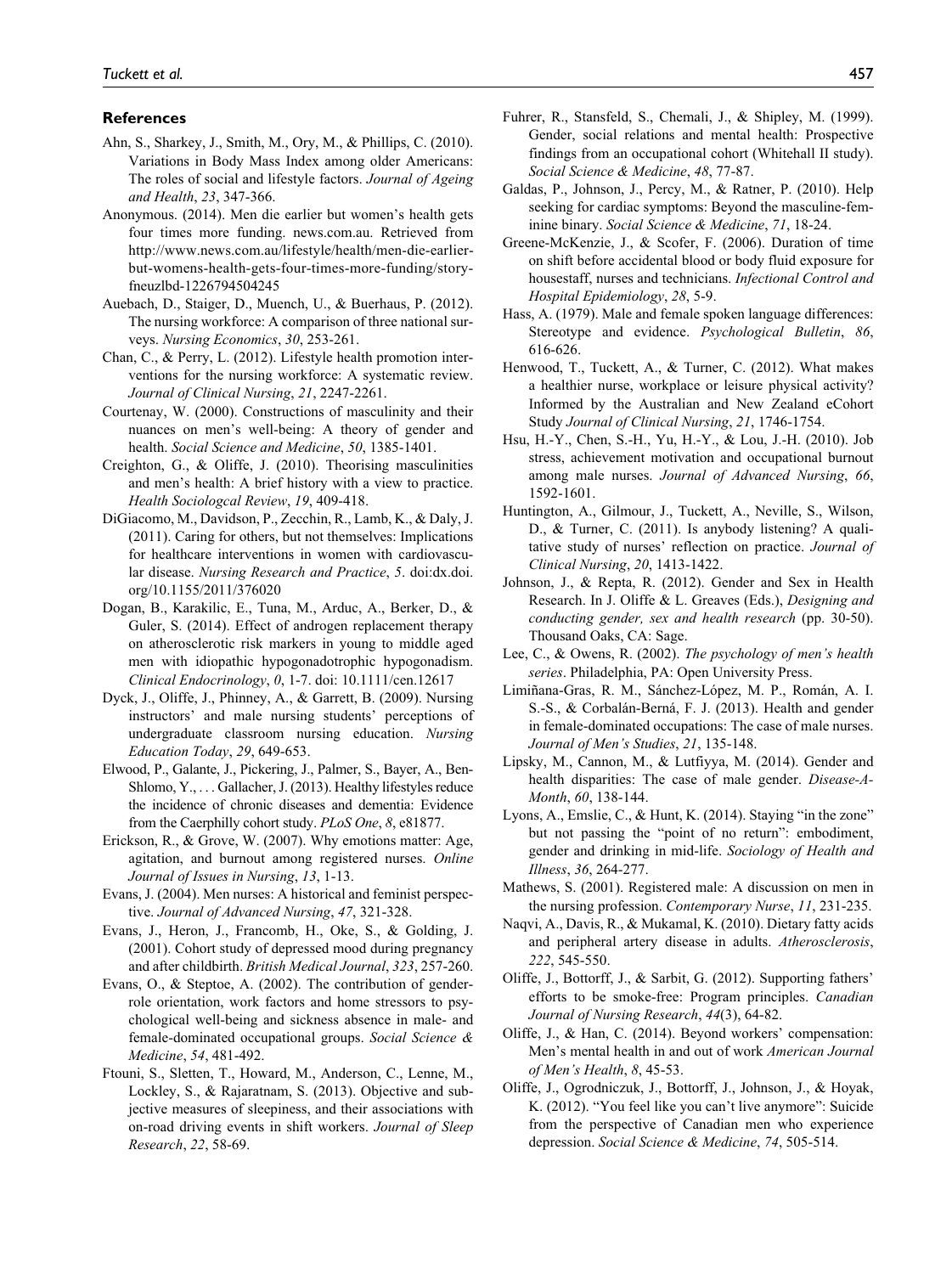## References

Ahn, S., Sharkey, J., Smith, M., Ory, M., & Phillips, C. (2010). Variations in Body Mass Index among older Americans: The roles of social and lifestyle factors. *Journal of Ageing and Health*, *23*, 347-366.

Anonymous. (2014). Men die earlier but women's health gets four times more funding. news.com.au. Retrieved from http://www.news.com.au/lifestyle/health/men-die-earlier-but-womens-health-gets-four-times-more-funding/story-fneuzlbd-1226794504245

Auebach, D., Staiger, D., Muench, U., & Buerhaus, P. (2012). The nursing workforce: A comparison of three national surveys. *Nursing Economics*, *30*, 253-261.

Chan, C., & Perry, L. (2012). Lifestyle health promotion interventions for the nursing workforce: A systematic review. *Journal of Clinical Nursing*, *21*, 2247-2261.

Courtenay, W. (2000). Constructions of masculinity and their nuances on men's well-being: A theory of gender and health. *Social Science and Medicine*, *50*, 1385-1401.

Creighton, G., & Oliffe, J. (2010). Theorising masculinities and men's health: A brief history with a view to practice. *Health Sociologcal Review*, *19*, 409-418.

DiGiacomo, M., Davidson, P., Zecchin, R., Lamb, K., & Daly, J. (2011). Caring for others, but not themselves: Implications for healthcare interventions in women with cardiovascular disease. *Nursing Research and Practice*, *5*. doi:dx.doi.org/10.1155/2011/376020

Dogan, B., Karakilic, E., Tuna, M., Arduc, A., Berker, D., & Guler, S. (2014). Effect of androgen replacement therapy on atherosclerotic risk markers in young to middle aged men with idiopathic hypogonadotrophic hypogonadism. *Clinical Endocrinology*, *0*, 1-7. doi: 10.1111/cen.12617

Dyck, J., Oliffe, J., Phinney, A., & Garrett, B. (2009). Nursing instructors' and male nursing students' perceptions of undergraduate classroom nursing education. *Nursing Education Today*, *29*, 649-653.

Elwood, P., Galante, J., Pickering, J., Palmer, S., Bayer, A., Ben-Shlomo, Y., . . . Gallacher, J. (2013). Healthy lifestyles reduce the incidence of chronic diseases and dementia: Evidence from the Caerphilly cohort study. *PLoS One*, *8*, e81877.

Erickson, R., & Grove, W. (2007). Why emotions matter: Age, agitation, and burnout among registered nurses. *Online Journal of Issues in Nursing*, *13*, 1-13.

Evans, J. (2004). Men nurses: A historical and feminist perspective. *Journal of Advanced Nursing*, *47*, 321-328.

Evans, J., Heron, J., Francomb, H., Oke, S., & Golding, J. (2001). Cohort study of depressed mood during pregnancy and after childbirth. *British Medical Journal*, *323*, 257-260.

Evans, O., & Steptoe, A. (2002). The contribution of gender-role orientation, work factors and home stressors to psychological well-being and sickness absence in male- and female-dominated occupational groups. *Social Science & Medicine*, *54*, 481-492.

Ftouni, S., Sletten, T., Howard, M., Anderson, C., Lenne, M., Lockley, S., & Rajaratnam, S. (2013). Objective and subjective measures of sleepiness, and their associations with on-road driving events in shift workers. *Journal of Sleep Research*, *22*, 58-69.

Fuhrer, R., Stansfeld, S., Chemali, J., & Shipley, M. (1999). Gender, social relations and mental health: Prospective findings from an occupational cohort (Whitehall II study). *Social Science & Medicine*, *48*, 77-87.

Galdas, P., Johnson, J., Percy, M., & Ratner, P. (2010). Help seeking for cardiac symptoms: Beyond the masculine-feminine binary. *Social Science & Medicine*, *71*, 18-24.

Greene-McKenzie, J., & Scofer, F. (2006). Duration of time on shift before accidental blood or body fluid exposure for housestaff, nurses and technicians. *Infectional Control and Hospital Epidemiology*, *28*, 5-9.

Hass, A. (1979). Male and female spoken language differences: Stereotype and evidence. *Psychological Bulletin*, *86*, 616-626.

Henwood, T., Tuckett, A., & Turner, C. (2012). What makes a healthier nurse, workplace or leisure physical activity? Informed by the Australian and New Zealand eCohort Study *Journal of Clinical Nursing*, *21*, 1746-1754.

Hsu, H.-Y., Chen, S.-H., Yu, H.-Y., & Lou, J.-H. (2010). Job stress, achievement motivation and occupational burnout among male nurses. *Journal of Advanced Nursing*, *66*, 1592-1601.

Huntington, A., Gilmour, J., Tuckett, A., Neville, S., Wilson, D., & Turner, C. (2011). Is anybody listening? A qualitative study of nurses' reflection on practice. *Journal of Clinical Nursing*, *20*, 1413-1422.

Johnson, J., & Repta, R. (2012). Gender and Sex in Health Research. In J. Oliffe & L. Greaves (Eds.), *Designing and conducting gender, sex and health research* (pp. 30-50). Thousand Oaks, CA: Sage.

Lee, C., & Owens, R. (2002). *The psychology of men's health series*. Philadelphia, PA: Open University Press.

Limiñana-Gras, R. M., Sánchez-López, M. P., Román, A. I. S.-S., & Corbalán-Berná, F. J. (2013). Health and gender in female-dominated occupations: The case of male nurses. *Journal of Men's Studies*, *21*, 135-148.

Lipsky, M., Cannon, M., & Lutfiyya, M. (2014). Gender and health disparities: The case of male gender. *Disease-A-Month*, *60*, 138-144.

Lyons, A., Emslie, C., & Hunt, K. (2014). Staying "in the zone" but not passing the "point of no return": embodiment, gender and drinking in mid-life. *Sociology of Health and Illness*, *36*, 264-277.

Mathews, S. (2001). Registered male: A discussion on men in the nursing profession. *Contemporary Nurse*, *11*, 231-235.

Naqvi, A., Davis, R., & Mukamal, K. (2010). Dietary fatty acids and peripheral artery disease in adults. *Atherosclerosis*, *222*, 545-550.

Oliffe, J., Bottorff, J., & Sarbit, G. (2012). Supporting fathers' efforts to be smoke-free: Program principles. *Canadian Journal of Nursing Research*, *44*(3), 64-82.

Oliffe, J., & Han, C. (2014). Beyond workers' compensation: Men's mental health in and out of work *American Journal of Men's Health*, *8*, 45-53.

Oliffe, J., Ogrodniczuk, J., Bottorff, J., Johnson, J., & Hoyak, K. (2012). "You feel like you can't live anymore": Suicide from the perspective of Canadian men who experience depression. *Social Science & Medicine*, *74*, 505-514.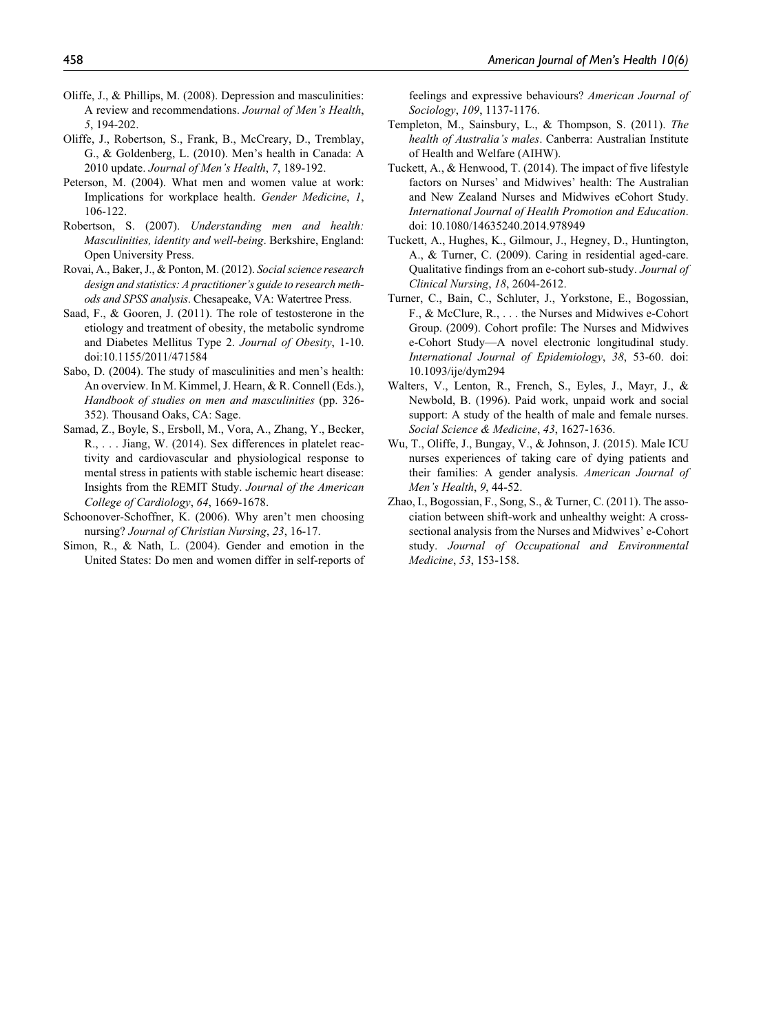Oliffe, J., & Phillips, M. (2008). Depression and masculinities: A review and recommendations. *Journal of Men's Health*, *5*, 194-202.

Oliffe, J., Robertson, S., Frank, B., McCreary, D., Tremblay, G., & Goldenberg, L. (2010). Men's health in Canada: A 2010 update. *Journal of Men's Health*, *7*, 189-192.

Peterson, M. (2004). What men and women value at work: Implications for workplace health. *Gender Medicine*, *1*, 106-122.

Robertson, S. (2007). *Understanding men and health: Masculinities, identity and well-being*. Berkshire, England: Open University Press.

Rovai, A., Baker, J., & Ponton, M. (2012). *Social science research design and statistics: A practitioner's guide to research methods and SPSS analysis*. Chesapeake, VA: Watertree Press.

Saad, F., & Gooren, J. (2011). The role of testosterone in the etiology and treatment of obesity, the metabolic syndrome and Diabetes Mellitus Type 2. *Journal of Obesity*, 1-10. doi:10.1155/2011/471584

Sabo, D. (2004). The study of masculinities and men's health: An overview. In M. Kimmel, J. Hearn, & R. Connell (Eds.), *Handbook of studies on men and masculinities* (pp. 326-352). Thousand Oaks, CA: Sage.

Samad, Z., Boyle, S., Ersboll, M., Vora, A., Zhang, Y., Becker, R., . . . Jiang, W. (2014). Sex differences in platelet reactivity and cardiovascular and physiological response to mental stress in patients with stable ischemic heart disease: Insights from the REMIT Study. *Journal of the American College of Cardiology*, *64*, 1669-1678.

Schoonover-Schoffner, K. (2006). Why aren't men choosing nursing? *Journal of Christian Nursing*, *23*, 16-17.

Simon, R., & Nath, L. (2004). Gender and emotion in the United States: Do men and women differ in self-reports of feelings and expressive behaviours? *American Journal of Sociology*, *109*, 1137-1176.

Templeton, M., Sainsbury, L., & Thompson, S. (2011). *The health of Australia's males*. Canberra: Australian Institute of Health and Welfare (AIHW).

Tuckett, A., & Henwood, T. (2014). The impact of five lifestyle factors on Nurses' and Midwives' health: The Australian and New Zealand Nurses and Midwives eCohort Study. *International Journal of Health Promotion and Education*. doi: 10.1080/14635240.2014.978949

Tuckett, A., Hughes, K., Gilmour, J., Hegney, D., Huntington, A., & Turner, C. (2009). Caring in residential aged-care. Qualitative findings from an e-cohort sub-study. *Journal of Clinical Nursing*, *18*, 2604-2612.

Turner, C., Bain, C., Schluter, J., Yorkstone, E., Bogossian, F., & McClure, R., . . . the Nurses and Midwives e-Cohort Group. (2009). Cohort profile: The Nurses and Midwives e-Cohort Study—A novel electronic longitudinal study. *International Journal of Epidemiology*, *38*, 53-60. doi: 10.1093/ije/dym294

Walters, V., Lenton, R., French, S., Eyles, J., Mayr, J., & Newbold, B. (1996). Paid work, unpaid work and social support: A study of the health of male and female nurses. *Social Science & Medicine*, *43*, 1627-1636.

Wu, T., Oliffe, J., Bungay, V., & Johnson, J. (2015). Male ICU nurses experiences of taking care of dying patients and their families: A gender analysis. *American Journal of Men's Health*, *9*, 44-52.

Zhao, I., Bogossian, F., Song, S., & Turner, C. (2011). The association between shift-work and unhealthy weight: A cross-sectional analysis from the Nurses and Midwives' e-Cohort study. *Journal of Occupational and Environmental Medicine*, *53*, 153-158.